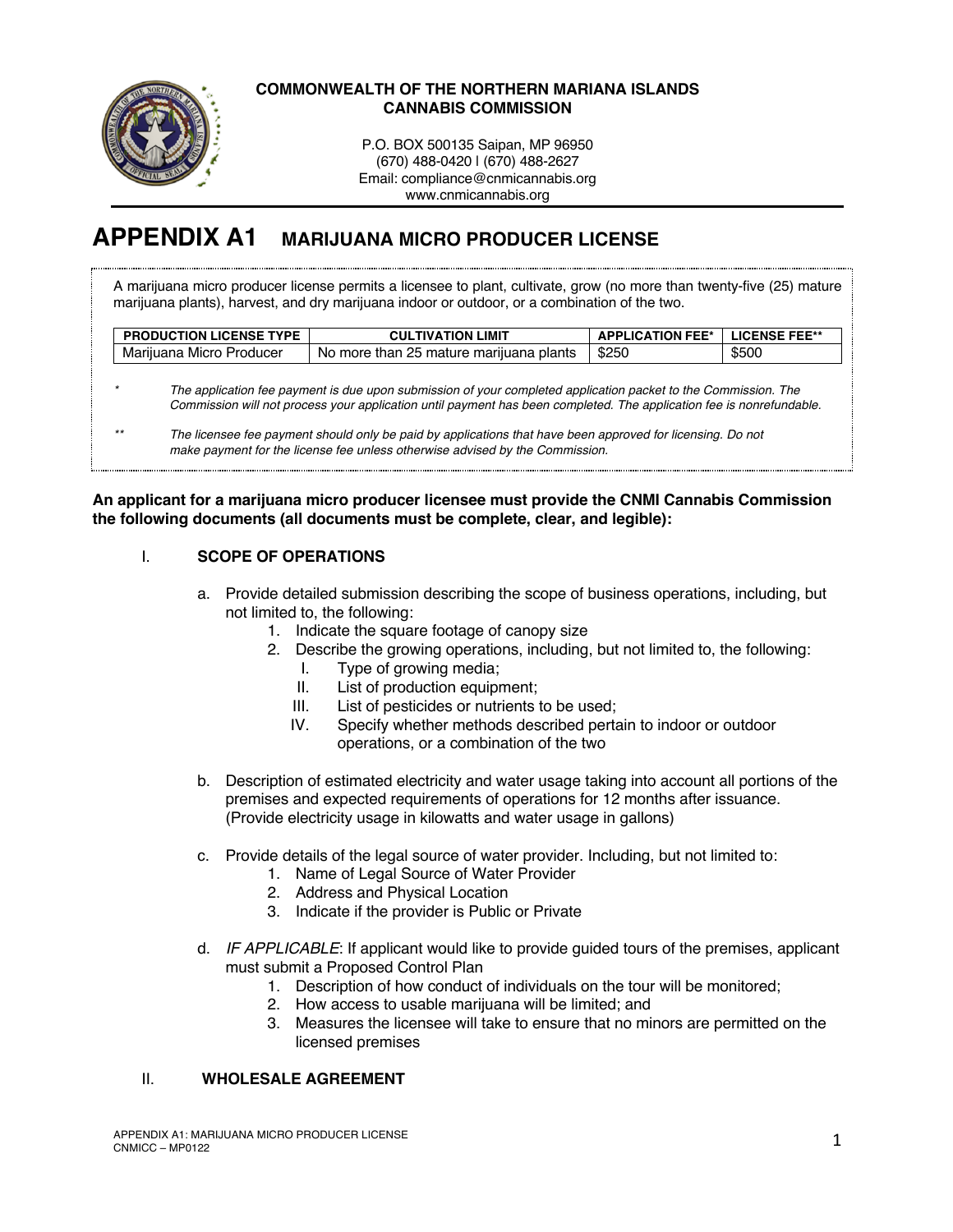**COMMONWEALTH OF THE NORTHERN MARIANA ISLANDS**
**CANNABIS COMMISSION**

P.O. BOX 500135 Saipan, MP 96950
(670) 488-0420 l (670) 488-2627
Email: compliance@cnmicannabis.org
www.cnmicannabis.org

# APPENDIX A1 MARIJUANA MICRO PRODUCER LICENSE

A marijuana micro producer license permits a licensee to plant, cultivate, grow (no more than twenty-five (25) mature marijuana plants), harvest, and dry marijuana indoor or outdoor, or a combination of the two.

| PRODUCTION LICENSE TYPE | CULTIVATION LIMIT | APPLICATION FEE* | LICENSE FEE** |
|---|---|---|---|
| Marijuana Micro Producer | No more than 25 mature marijuana plants | $250 | $500 |

\* *The application fee payment is due upon submission of your completed application packet to the Commission. The Commission will not process your application until payment has been completed. The application fee is nonrefundable.*

\** *The licensee fee payment should only be paid by applications that have been approved for licensing. Do not make payment for the license fee unless otherwise advised by the Commission.*

**An applicant for a marijuana micro producer licensee must provide the CNMI Cannabis Commission the following documents (all documents must be complete, clear, and legible):**

## I. SCOPE OF OPERATIONS

a. Provide detailed submission describing the scope of business operations, including, but not limited to, the following:
   1. Indicate the square footage of canopy size
   2. Describe the growing operations, including, but not limited to, the following:
      - I. Type of growing media;
      - II. List of production equipment;
      - III. List of pesticides or nutrients to be used;
      - IV. Specify whether methods described pertain to indoor or outdoor operations, or a combination of the two

b. Description of estimated electricity and water usage taking into account all portions of the premises and expected requirements of operations for 12 months after issuance. (Provide electricity usage in kilowatts and water usage in gallons)

c. Provide details of the legal source of water provider. Including, but not limited to:
   1. Name of Legal Source of Water Provider
   2. Address and Physical Location
   3. Indicate if the provider is Public or Private

d. *IF APPLICABLE*: If applicant would like to provide guided tours of the premises, applicant must submit a Proposed Control Plan
   1. Description of how conduct of individuals on the tour will be monitored;
   2. How access to usable marijuana will be limited; and
   3. Measures the licensee will take to ensure that no minors are permitted on the licensed premises

## II. WHOLESALE AGREEMENT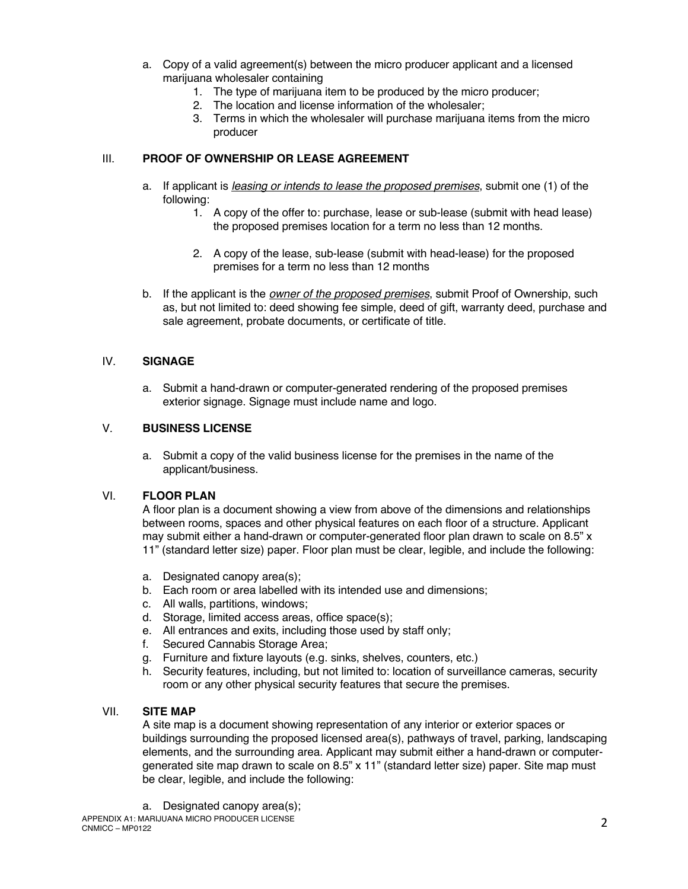a. Copy of a valid agreement(s) between the micro producer applicant and a licensed marijuana wholesaler containing
    1. The type of marijuana item to be produced by the micro producer;
    2. The location and license information of the wholesaler;
    3. Terms in which the wholesaler will purchase marijuana items from the micro producer

## III. PROOF OF OWNERSHIP OR LEASE AGREEMENT

a. If applicant is ***leasing or intends to lease the proposed premises***, submit one (1) of the following:
    1. A copy of the offer to: purchase, lease or sub-lease (submit with head lease) the proposed premises location for a term no less than 12 months.
    2. A copy of the lease, sub-lease (submit with head-lease) for the proposed premises for a term no less than 12 months

b. If the applicant is the ***owner of the proposed premises***, submit Proof of Ownership, such as, but not limited to: deed showing fee simple, deed of gift, warranty deed, purchase and sale agreement, probate documents, or certificate of title.

## IV. SIGNAGE

a. Submit a hand-drawn or computer-generated rendering of the proposed premises exterior signage. Signage must include name and logo.

## V. BUSINESS LICENSE

a. Submit a copy of the valid business license for the premises in the name of the applicant/business.

## VI. FLOOR PLAN

A floor plan is a document showing a view from above of the dimensions and relationships between rooms, spaces and other physical features on each floor of a structure. Applicant may submit either a hand-drawn or computer-generated floor plan drawn to scale on 8.5" x 11" (standard letter size) paper. Floor plan must be clear, legible, and include the following:

a. Designated canopy area(s);
b. Each room or area labelled with its intended use and dimensions;
c. All walls, partitions, windows;
d. Storage, limited access areas, office space(s);
e. All entrances and exits, including those used by staff only;
f. Secured Cannabis Storage Area;
g. Furniture and fixture layouts (e.g. sinks, shelves, counters, etc.)
h. Security features, including, but not limited to: location of surveillance cameras, security room or any other physical security features that secure the premises.

## VII. SITE MAP

A site map is a document showing representation of any interior or exterior spaces or buildings surrounding the proposed licensed area(s), pathways of travel, parking, landscaping elements, and the surrounding area. Applicant may submit either a hand-drawn or computer-generated site map drawn to scale on 8.5" x 11" (standard letter size) paper. Site map must be clear, legible, and include the following:

a. Designated canopy area(s);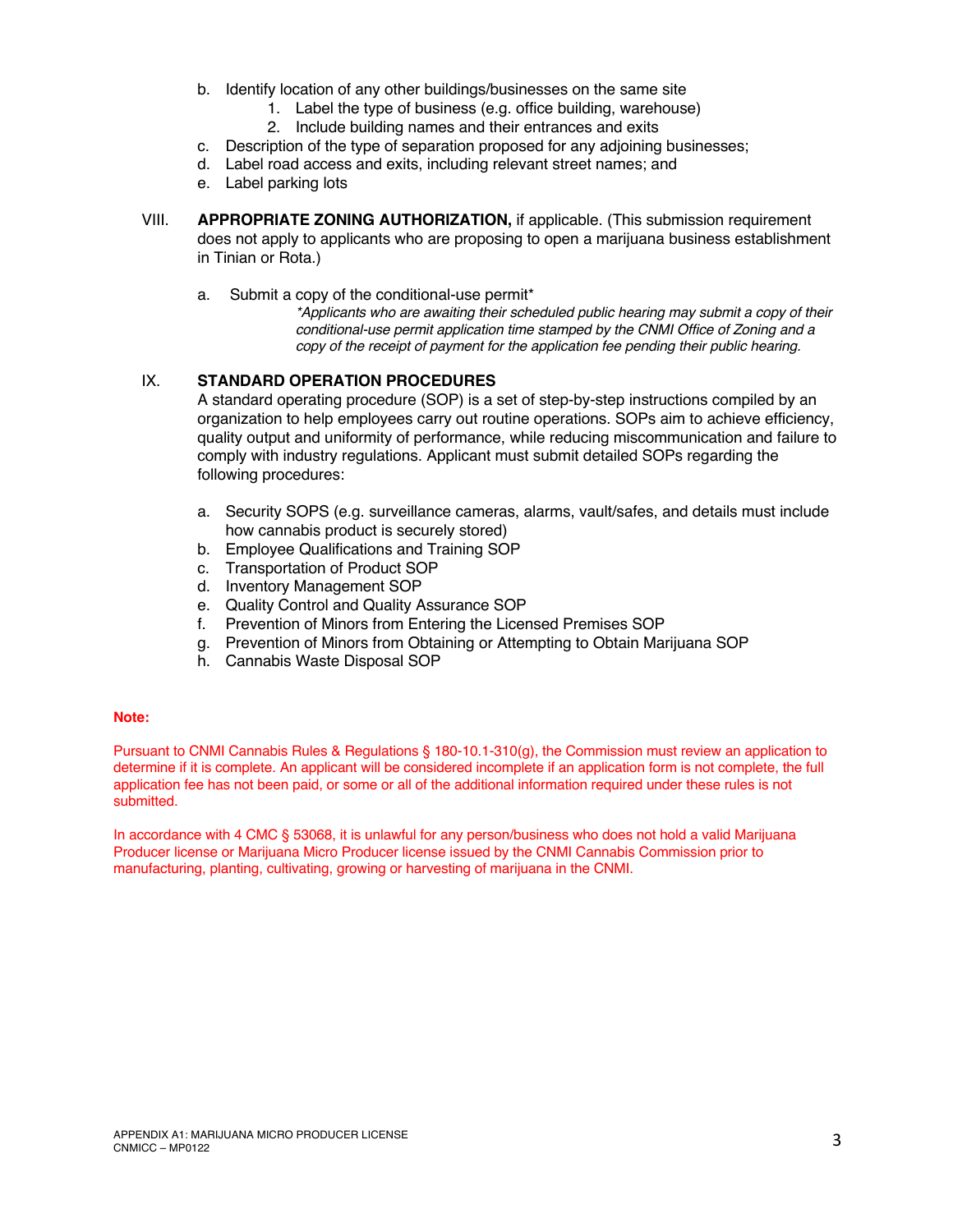b. Identify location of any other buildings/businesses on the same site
   1. Label the type of business (e.g. office building, warehouse)
   2. Include building names and their entrances and exits
c. Description of the type of separation proposed for any adjoining businesses;
d. Label road access and exits, including relevant street names; and
e. Label parking lots

VIII. **APPROPRIATE ZONING AUTHORIZATION,** if applicable. (This submission requirement does not apply to applicants who are proposing to open a marijuana business establishment in Tinian or Rota.)

a. Submit a copy of the conditional-use permit*

*\*Applicants who are awaiting their scheduled public hearing may submit a copy of their conditional-use permit application time stamped by the CNMI Office of Zoning and a copy of the receipt of payment for the application fee pending their public hearing.*

IX. **STANDARD OPERATION PROCEDURES**

A standard operating procedure (SOP) is a set of step-by-step instructions compiled by an organization to help employees carry out routine operations. SOPs aim to achieve efficiency, quality output and uniformity of performance, while reducing miscommunication and failure to comply with industry regulations. Applicant must submit detailed SOPs regarding the following procedures:

a. Security SOPS (e.g. surveillance cameras, alarms, vault/safes, and details must include how cannabis product is securely stored)
b. Employee Qualifications and Training SOP
c. Transportation of Product SOP
d. Inventory Management SOP
e. Quality Control and Quality Assurance SOP
f. Prevention of Minors from Entering the Licensed Premises SOP
g. Prevention of Minors from Obtaining or Attempting to Obtain Marijuana SOP
h. Cannabis Waste Disposal SOP

**Note:**

Pursuant to CNMI Cannabis Rules & Regulations § 180-10.1-310(g), the Commission must review an application to determine if it is complete. An applicant will be considered incomplete if an application form is not complete, the full application fee has not been paid, or some or all of the additional information required under these rules is not submitted.

In accordance with 4 CMC § 53068, it is unlawful for any person/business who does not hold a valid Marijuana Producer license or Marijuana Micro Producer license issued by the CNMI Cannabis Commission prior to manufacturing, planting, cultivating, growing or harvesting of marijuana in the CNMI.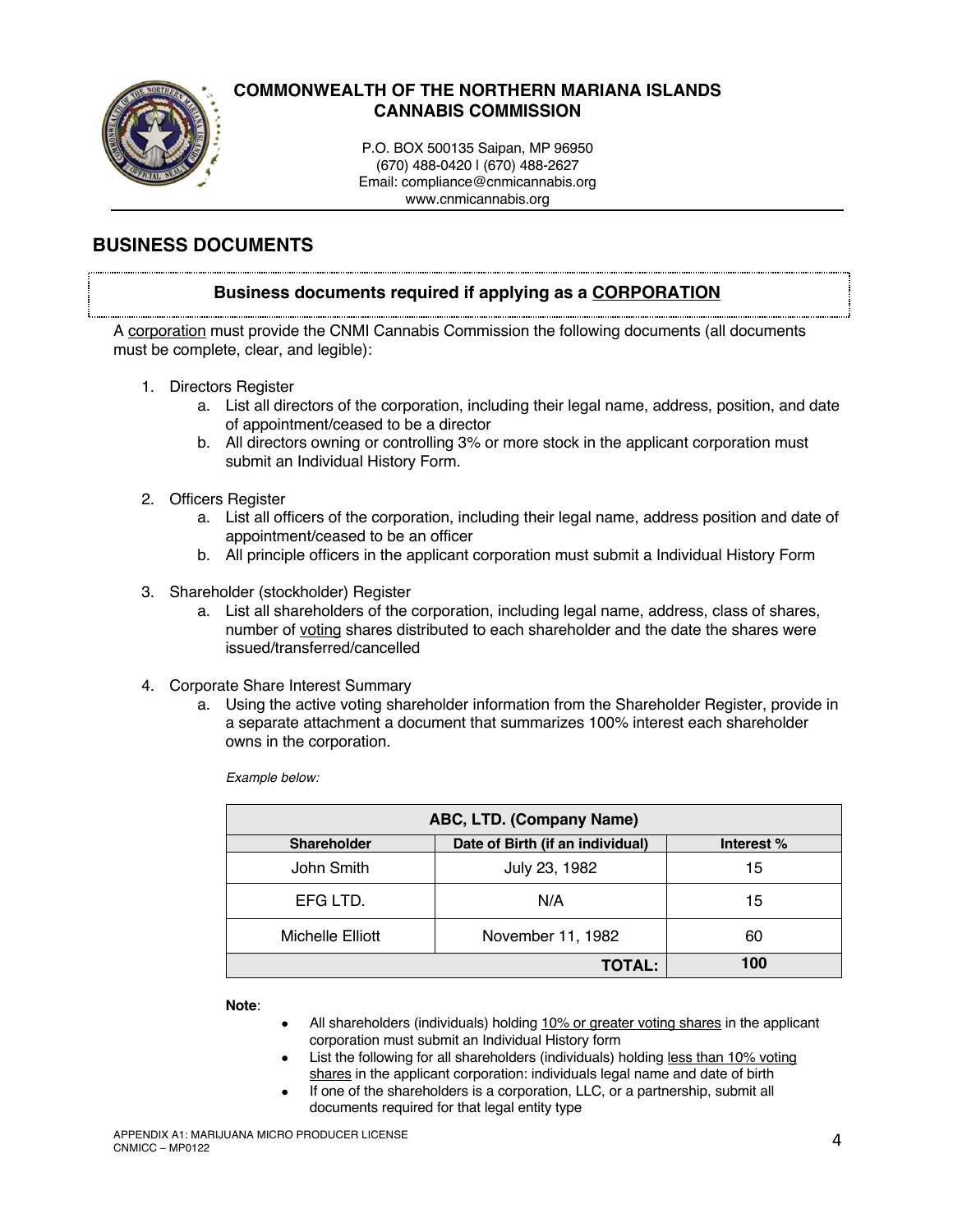**COMMONWEALTH OF THE NORTHERN MARIANA ISLANDS**
**CANNABIS COMMISSION**

P.O. BOX 500135 Saipan, MP 96950
(670) 488-0420 l (670) 488-2627
Email: compliance@cnmicannabis.org
www.cnmicannabis.org

## BUSINESS DOCUMENTS

### Business documents required if applying as a CORPORATION

A corporation must provide the CNMI Cannabis Commission the following documents (all documents must be complete, clear, and legible):

1. Directors Register
    a. List all directors of the corporation, including their legal name, address, position, and date of appointment/ceased to be a director
    b. All directors owning or controlling 3% or more stock in the applicant corporation must submit an Individual History Form.

2. Officers Register
    a. List all officers of the corporation, including their legal name, address position and date of appointment/ceased to be an officer
    b. All principle officers in the applicant corporation must submit a Individual History Form

3. Shareholder (stockholder) Register
    a. List all shareholders of the corporation, including legal name, address, class of shares, number of voting shares distributed to each shareholder and the date the shares were issued/transferred/cancelled

4. Corporate Share Interest Summary
    a. Using the active voting shareholder information from the Shareholder Register, provide in a separate attachment a document that summarizes 100% interest each shareholder owns in the corporation.

*Example below:*

| ABC, LTD. (Company Name) | | |
|---|---|---|
| **Shareholder** | **Date of Birth (if an individual)** | **Interest %** |
| John Smith | July 23, 1982 | 15 |
| EFG LTD. | N/A | 15 |
| Michelle Elliott | November 11, 1982 | 60 |
| | **TOTAL:** | **100** |

**Note**:

- All shareholders (individuals) holding 10% or greater voting shares in the applicant corporation must submit an Individual History form
- List the following for all shareholders (individuals) holding less than 10% voting shares in the applicant corporation: individuals legal name and date of birth
- If one of the shareholders is a corporation, LLC, or a partnership, submit all documents required for that legal entity type

APPENDIX A1: MARIJUANA MICRO PRODUCER LICENSE
CNMICC – MP0122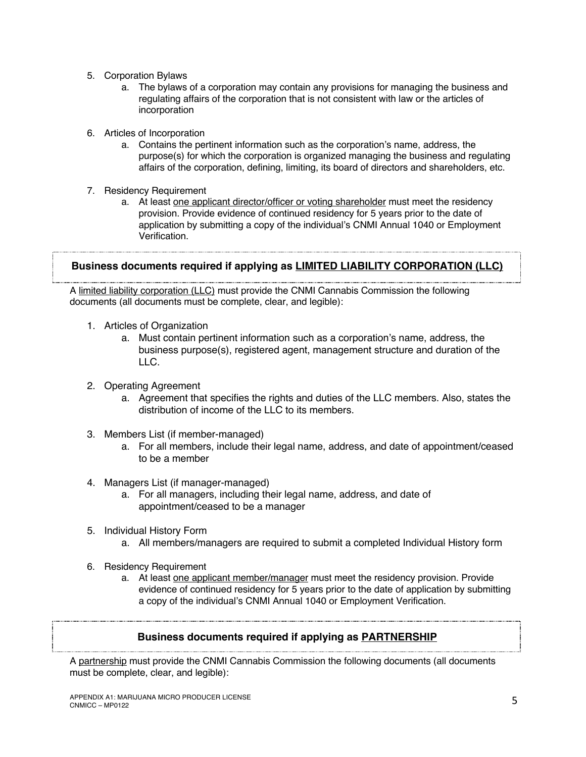5. Corporation Bylaws
    a. The bylaws of a corporation may contain any provisions for managing the business and regulating affairs of the corporation that is not consistent with law or the articles of incorporation

6. Articles of Incorporation
    a. Contains the pertinent information such as the corporation's name, address, the purpose(s) for which the corporation is organized managing the business and regulating affairs of the corporation, defining, limiting, its board of directors and shareholders, etc.

7. Residency Requirement
    a. At least <u>one applicant director/officer or voting shareholder</u> must meet the residency provision. Provide evidence of continued residency for 5 years prior to the date of application by submitting a copy of the individual's CNMI Annual 1040 or Employment Verification.

## Business documents required if applying as <u>LIMITED LIABILITY CORPORATION (LLC)</u>

A <u>limited liability corporation (LLC)</u> must provide the CNMI Cannabis Commission the following documents (all documents must be complete, clear, and legible):

1. Articles of Organization
    a. Must contain pertinent information such as a corporation's name, address, the business purpose(s), registered agent, management structure and duration of the LLC.

2. Operating Agreement
    a. Agreement that specifies the rights and duties of the LLC members. Also, states the distribution of income of the LLC to its members.

3. Members List (if member-managed)
    a. For all members, include their legal name, address, and date of appointment/ceased to be a member

4. Managers List (if manager-managed)
    a. For all managers, including their legal name, address, and date of appointment/ceased to be a manager

5. Individual History Form
    a. All members/managers are required to submit a completed Individual History form

6. Residency Requirement
    a. At least <u>one applicant member/manager</u> must meet the residency provision. Provide evidence of continued residency for 5 years prior to the date of application by submitting a copy of the individual's CNMI Annual 1040 or Employment Verification.

## Business documents required if applying as <u>PARTNERSHIP</u>

A <u>partnership</u> must provide the CNMI Cannabis Commission the following documents (all documents must be complete, clear, and legible):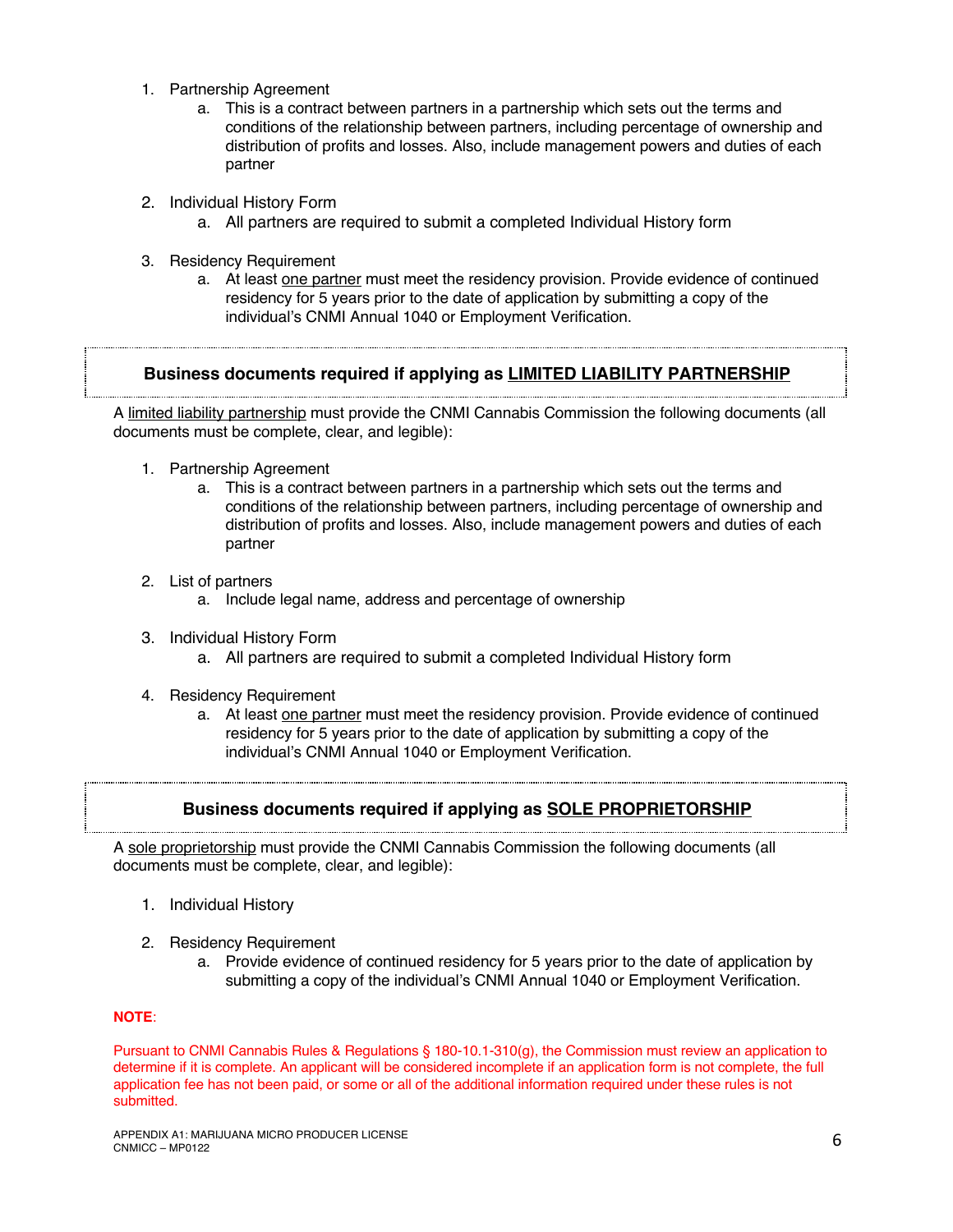1. Partnership Agreement
    a. This is a contract between partners in a partnership which sets out the terms and conditions of the relationship between partners, including percentage of ownership and distribution of profits and losses. Also, include management powers and duties of each partner

2. Individual History Form
    a. All partners are required to submit a completed Individual History form

3. Residency Requirement
    a. At least <u>one partner</u> must meet the residency provision. Provide evidence of continued residency for 5 years prior to the date of application by submitting a copy of the individual's CNMI Annual 1040 or Employment Verification.

### Business documents required if applying as <u>LIMITED LIABILITY PARTNERSHIP</u>

A <u>limited liability partnership</u> must provide the CNMI Cannabis Commission the following documents (all documents must be complete, clear, and legible):

1. Partnership Agreement
    a. This is a contract between partners in a partnership which sets out the terms and conditions of the relationship between partners, including percentage of ownership and distribution of profits and losses. Also, include management powers and duties of each partner

2. List of partners
    a. Include legal name, address and percentage of ownership

3. Individual History Form
    a. All partners are required to submit a completed Individual History form

4. Residency Requirement
    a. At least <u>one partner</u> must meet the residency provision. Provide evidence of continued residency for 5 years prior to the date of application by submitting a copy of the individual's CNMI Annual 1040 or Employment Verification.

### Business documents required if applying as <u>SOLE PROPRIETORSHIP</u>

A <u>sole proprietorship</u> must provide the CNMI Cannabis Commission the following documents (all documents must be complete, clear, and legible):

1. Individual History

2. Residency Requirement
    a. Provide evidence of continued residency for 5 years prior to the date of application by submitting a copy of the individual's CNMI Annual 1040 or Employment Verification.

**NOTE**:

Pursuant to CNMI Cannabis Rules & Regulations § 180-10.1-310(g), the Commission must review an application to determine if it is complete. An applicant will be considered incomplete if an application form is not complete, the full application fee has not been paid, or some or all of the additional information required under these rules is not submitted.

APPENDIX A1: MARIJUANA MICRO PRODUCER LICENSE
CNMICC – MP0122